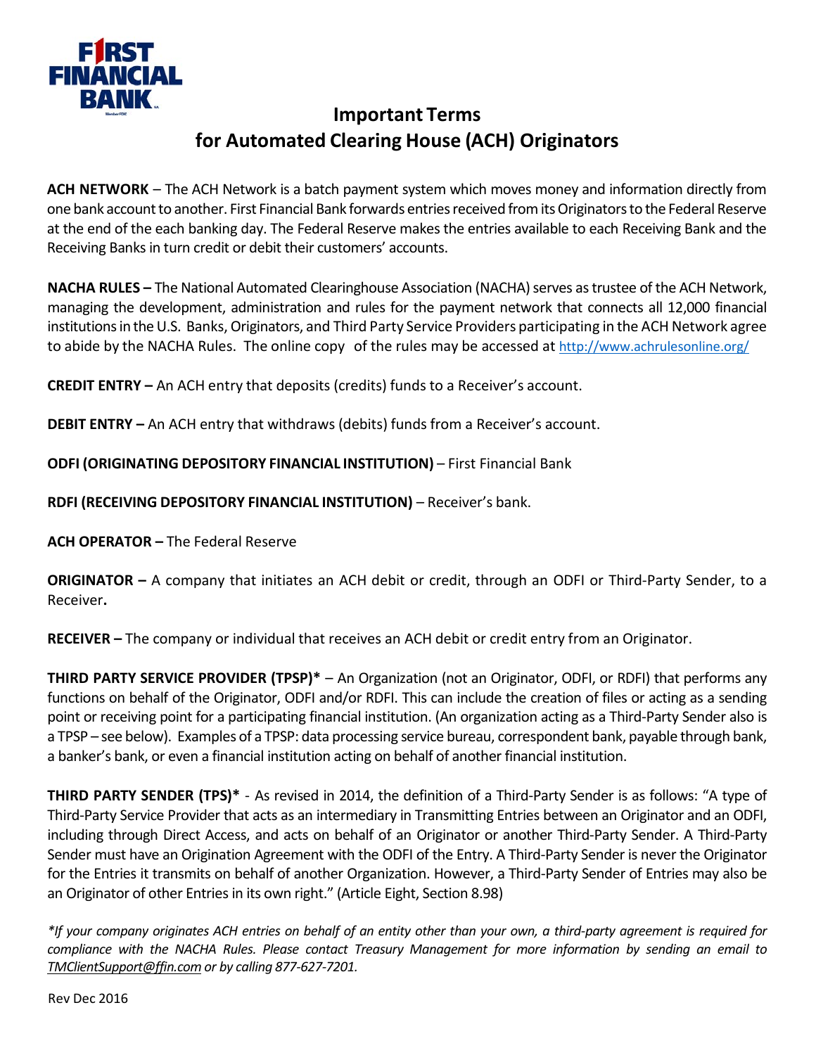# Important Terms for Automated Clearing House (ACH) Originators

**ACH NETWORK** – The ACH Network is a batch payment system which moves money and information directly from one bank account to another. First Financial Bank forwards entries received from its Originators to the Federal Reserve at the end of the each banking day. The Federal Reserve makes the entries available to each Receiving Bank and the Receiving Banks in turn credit or debit their customers' accounts.

**NACHA RULES –** The National Automated Clearinghouse Association (NACHA) serves as trustee of the ACH Network, managing the development, administration and rules for the payment network that connects all 12,000 financial institutions in the U.S. Banks, Originators, and Third Party Service Providers participating in the ACH Network agree to abide by the NACHA Rules. The online copy of the rules may be accessed at http://www.achrulesonline.org/

**CREDIT ENTRY –** An ACH entry that deposits (credits) funds to a Receiver's account.

**DEBIT ENTRY –** An ACH entry that withdraws (debits) funds from a Receiver's account.

**ODFI (ORIGINATING DEPOSITORY FINANCIAL INSTITUTION)** – First Financial Bank

**RDFI (RECEIVING DEPOSITORY FINANCIAL INSTITUTION)** – Receiver's bank.

**ACH OPERATOR –** The Federal Reserve

**ORIGINATOR –** A company that initiates an ACH debit or credit, through an ODFI or Third-Party Sender, to a Receiver**.**

**RECEIVER –** The company or individual that receives an ACH debit or credit entry from an Originator.

**THIRD PARTY SERVICE PROVIDER (TPSP)*** – An Organization (not an Originator, ODFI, or RDFI) that performs any functions on behalf of the Originator, ODFI and/or RDFI. This can include the creation of files or acting as a sending point or receiving point for a participating financial institution. (An organization acting as a Third-Party Sender also is a TPSP – see below). Examples of a TPSP: data processing service bureau, correspondent bank, payable through bank, a banker's bank, or even a financial institution acting on behalf of another financial institution.

**THIRD PARTY SENDER (TPS)*** - As revised in 2014, the definition of a Third-Party Sender is as follows: "A type of Third-Party Service Provider that acts as an intermediary in Transmitting Entries between an Originator and an ODFI, including through Direct Access, and acts on behalf of an Originator or another Third-Party Sender. A Third-Party Sender must have an Origination Agreement with the ODFI of the Entry. A Third-Party Sender is never the Originator for the Entries it transmits on behalf of another Organization. However, a Third-Party Sender of Entries may also be an Originator of other Entries in its own right." (Article Eight, Section 8.98)

*\*If your company originates ACH entries on behalf of an entity other than your own, a third-party agreement is required for compliance with the NACHA Rules. Please contact Treasury Management for more information by sending an email to TMClientSupport@ffin.com or by calling 877-627-7201.*

Rev Dec 2016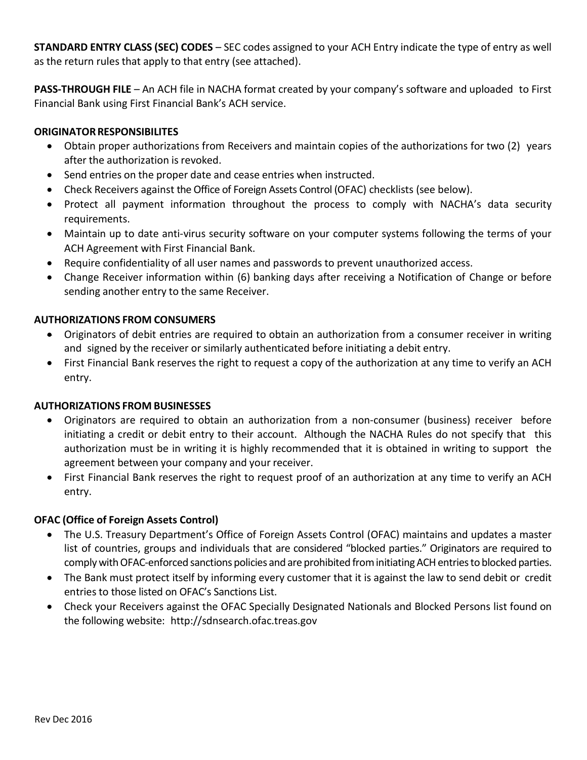**STANDARD ENTRY CLASS (SEC) CODES** – SEC codes assigned to your ACH Entry indicate the type of entry as well as the return rules that apply to that entry (see attached).

**PASS-THROUGH FILE** – An ACH file in NACHA format created by your company's software and uploaded to First Financial Bank using First Financial Bank's ACH service.

**ORIGINATOR RESPONSIBILITES**

- Obtain proper authorizations from Receivers and maintain copies of the authorizations for two (2) years after the authorization is revoked.
- Send entries on the proper date and cease entries when instructed.
- Check Receivers against the Office of Foreign Assets Control (OFAC) checklists (see below).
- Protect all payment information throughout the process to comply with NACHA's data security requirements.
- Maintain up to date anti-virus security software on your computer systems following the terms of your ACH Agreement with First Financial Bank.
- Require confidentiality of all user names and passwords to prevent unauthorized access.
- Change Receiver information within (6) banking days after receiving a Notification of Change or before sending another entry to the same Receiver.

**AUTHORIZATIONS FROM CONSUMERS**

- Originators of debit entries are required to obtain an authorization from a consumer receiver in writing and signed by the receiver or similarly authenticated before initiating a debit entry.
- First Financial Bank reserves the right to request a copy of the authorization at any time to verify an ACH entry.

**AUTHORIZATIONS FROM BUSINESSES**

- Originators are required to obtain an authorization from a non-consumer (business) receiver before initiating a credit or debit entry to their account. Although the NACHA Rules do not specify that this authorization must be in writing it is highly recommended that it is obtained in writing to support the agreement between your company and your receiver.
- First Financial Bank reserves the right to request proof of an authorization at any time to verify an ACH entry.

**OFAC (Office of Foreign Assets Control)**

- The U.S. Treasury Department's Office of Foreign Assets Control (OFAC) maintains and updates a master list of countries, groups and individuals that are considered "blocked parties." Originators are required to comply with OFAC-enforced sanctions policies and are prohibited from initiating ACH entries to blocked parties.
- The Bank must protect itself by informing every customer that it is against the law to send debit or credit entries to those listed on OFAC's Sanctions List.
- Check your Receivers against the OFAC Specially Designated Nationals and Blocked Persons list found on the following website: http://sdnsearch.ofac.treas.gov

Rev Dec 2016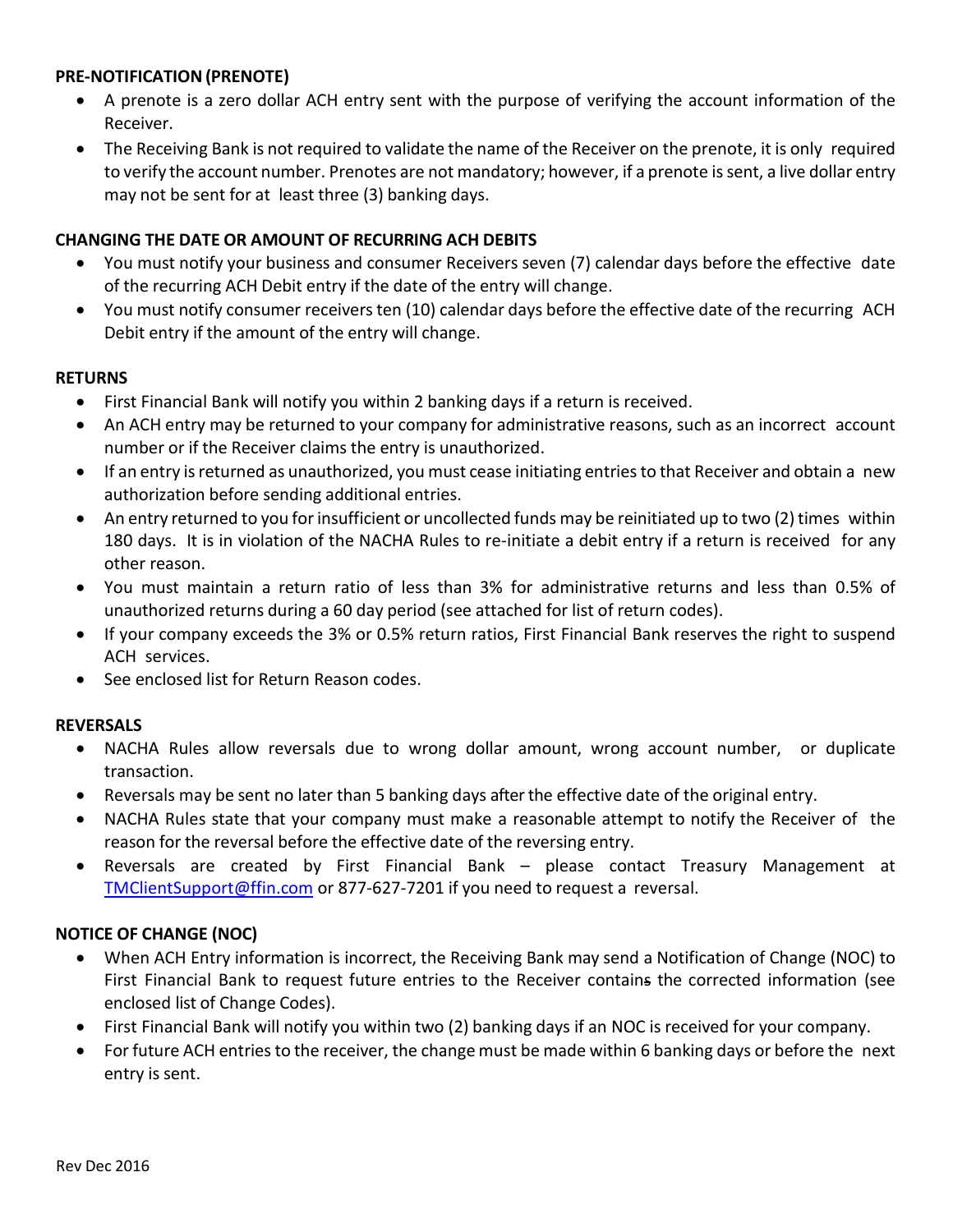### PRE-NOTIFICATION (PRENOTE)

- A prenote is a zero dollar ACH entry sent with the purpose of verifying the account information of the Receiver.
- The Receiving Bank is not required to validate the name of the Receiver on the prenote, it is only required to verify the account number. Prenotes are not mandatory; however, if a prenote is sent, a live dollar entry may not be sent for at least three (3) banking days.

### CHANGING THE DATE OR AMOUNT OF RECURRING ACH DEBITS

- You must notify your business and consumer Receivers seven (7) calendar days before the effective date of the recurring ACH Debit entry if the date of the entry will change.
- You must notify consumer receivers ten (10) calendar days before the effective date of the recurring ACH Debit entry if the amount of the entry will change.

### RETURNS

- First Financial Bank will notify you within 2 banking days if a return is received.
- An ACH entry may be returned to your company for administrative reasons, such as an incorrect account number or if the Receiver claims the entry is unauthorized.
- If an entry is returned as unauthorized, you must cease initiating entries to that Receiver and obtain a new authorization before sending additional entries.
- An entry returned to you for insufficient or uncollected funds may be reinitiated up to two (2) times within 180 days. It is in violation of the NACHA Rules to re-initiate a debit entry if a return is received for any other reason.
- You must maintain a return ratio of less than 3% for administrative returns and less than 0.5% of unauthorized returns during a 60 day period (see attached for list of return codes).
- If your company exceeds the 3% or 0.5% return ratios, First Financial Bank reserves the right to suspend ACH services.
- See enclosed list for Return Reason codes.

### REVERSALS

- NACHA Rules allow reversals due to wrong dollar amount, wrong account number, or duplicate transaction.
- Reversals may be sent no later than 5 banking days after the effective date of the original entry.
- NACHA Rules state that your company must make a reasonable attempt to notify the Receiver of the reason for the reversal before the effective date of the reversing entry.
- Reversals are created by First Financial Bank – please contact Treasury Management at TMClientSupport@ffin.com or 877-627-7201 if you need to request a reversal.

### NOTICE OF CHANGE (NOC)

- When ACH Entry information is incorrect, the Receiving Bank may send a Notification of Change (NOC) to First Financial Bank to request future entries to the Receiver contains the corrected information (see enclosed list of Change Codes).
- First Financial Bank will notify you within two (2) banking days if an NOC is received for your company.
- For future ACH entries to the receiver, the change must be made within 6 banking days or before the next entry is sent.

Rev Dec 2016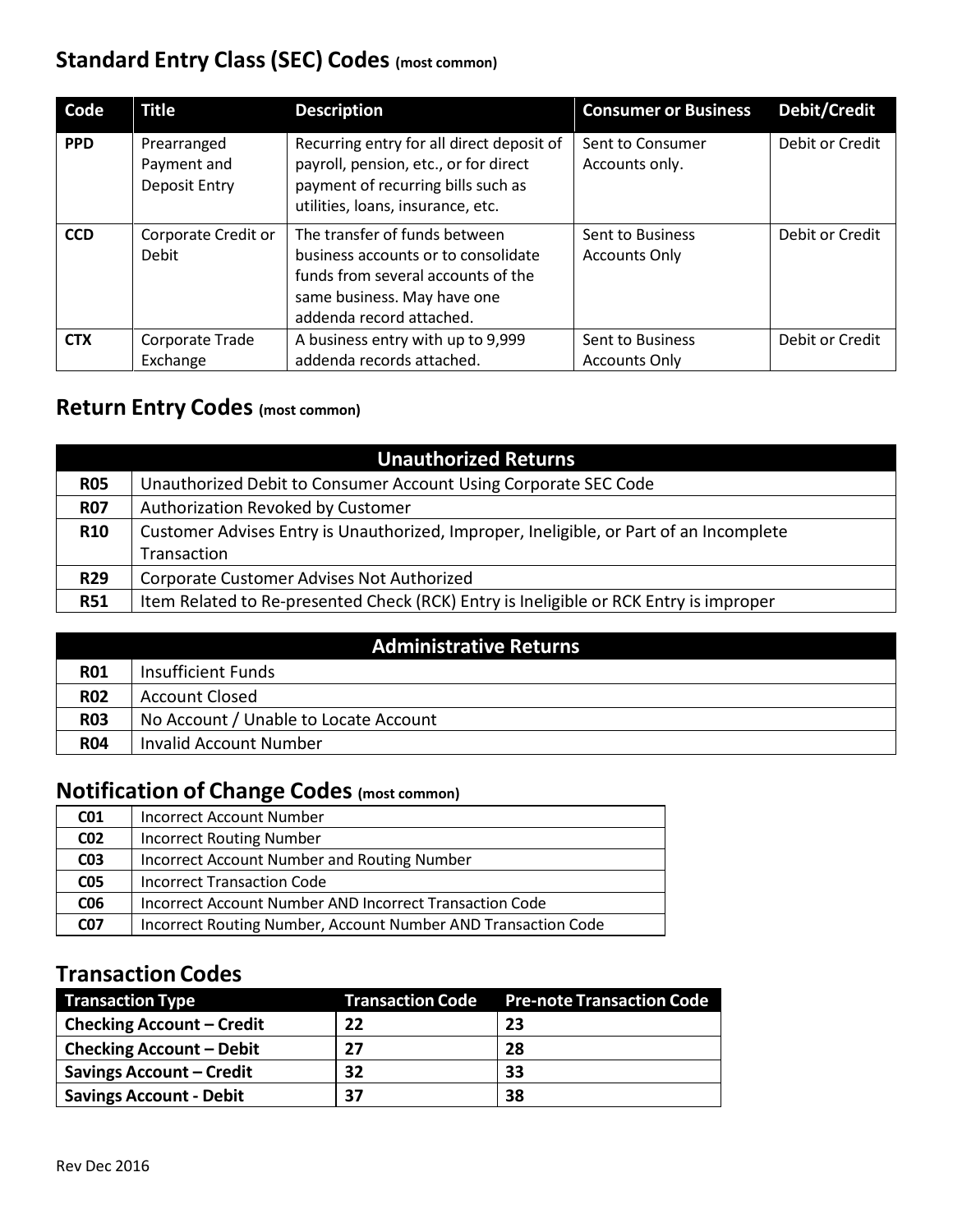## Standard Entry Class (SEC) Codes (most common)

| Code | Title | Description | Consumer or Business | Debit/Credit |
|---|---|---|---|---|
| **PPD** | Prearranged Payment and Deposit Entry | Recurring entry for all direct deposit of payroll, pension, etc., or for direct payment of recurring bills such as utilities, loans, insurance, etc. | Sent to Consumer Accounts only. | Debit or Credit |
| **CCD** | Corporate Credit or Debit | The transfer of funds between business accounts or to consolidate funds from several accounts of the same business. May have one addenda record attached. | Sent to Business Accounts Only | Debit or Credit |
| **CTX** | Corporate Trade Exchange | A business entry with up to 9,999 addenda records attached. | Sent to Business Accounts Only | Debit or Credit |

## Return Entry Codes (most common)

| | Unauthorized Returns |
|---|---|
| **R05** | Unauthorized Debit to Consumer Account Using Corporate SEC Code |
| **R07** | Authorization Revoked by Customer |
| **R10** | Customer Advises Entry is Unauthorized, Improper, Ineligible, or Part of an Incomplete Transaction |
| **R29** | Corporate Customer Advises Not Authorized |
| **R51** | Item Related to Re-presented Check (RCK) Entry is Ineligible or RCK Entry is improper |

| | Administrative Returns |
|---|---|
| **R01** | Insufficient Funds |
| **R02** | Account Closed |
| **R03** | No Account / Unable to Locate Account |
| **R04** | Invalid Account Number |

## Notification of Change Codes (most common)

| | |
|---|---|
| **C01** | Incorrect Account Number |
| **C02** | Incorrect Routing Number |
| **C03** | Incorrect Account Number and Routing Number |
| **C05** | Incorrect Transaction Code |
| **C06** | Incorrect Account Number AND Incorrect Transaction Code |
| **C07** | Incorrect Routing Number, Account Number AND Transaction Code |

## Transaction Codes

| Transaction Type | Transaction Code | Pre-note Transaction Code |
|---|---|---|
| **Checking Account – Credit** | 22 | 23 |
| **Checking Account – Debit** | 27 | 28 |
| **Savings Account – Credit** | 32 | 33 |
| **Savings Account - Debit** | 37 | 38 |

Rev Dec 2016